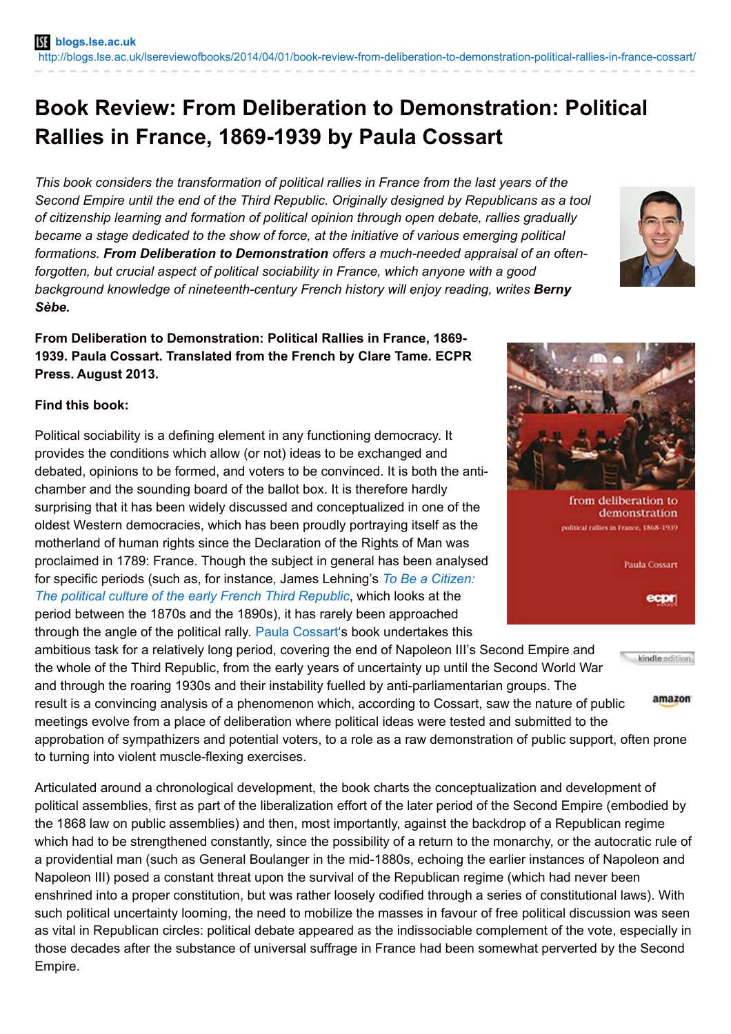blogs.lse.ac.uk
http://blogs.lse.ac.uk/lsereviewofbooks/2014/04/01/book-review-from-deliberation-to-demonstration-political-rallies-in-france-cossart/

# Book Review: From Deliberation to Demonstration: Political Rallies in France, 1869-1939 by Paula Cossart

*This book considers the transformation of political rallies in France from the last years of the Second Empire until the end of the Third Republic. Originally designed by Republicans as a tool of citizenship learning and formation of political opinion through open debate, rallies gradually became a stage dedicated to the show of force, at the initiative of various emerging political formations.* ***From Deliberation to Demonstration*** *offers a much-needed appraisal of an often-forgotten, but crucial aspect of political sociability in France, which anyone with a good background knowledge of nineteenth-century French history will enjoy reading, writes* ***Berny Sèbe.***

**From Deliberation to Demonstration: Political Rallies in France, 1869-1939. Paula Cossart. Translated from the French by Clare Tame. ECPR Press. August 2013.**

**Find this book:**

Political sociability is a defining element in any functioning democracy. It provides the conditions which allow (or not) ideas to be exchanged and debated, opinions to be formed, and voters to be convinced. It is both the anti-chamber and the sounding board of the ballot box. It is therefore hardly surprising that it has been widely discussed and conceptualized in one of the oldest Western democracies, which has been proudly portraying itself as the motherland of human rights since the Declaration of the Rights of Man was proclaimed in 1789: France. Though the subject in general has been analysed for specific periods (such as, for instance, James Lehning's *To Be a Citizen: The political culture of the early French Third Republic*, which looks at the period between the 1870s and the 1890s), it has rarely been approached through the angle of the political rally. Paula Cossart's book undertakes this ambitious task for a relatively long period, covering the end of Napoleon III's Second Empire and the whole of the Third Republic, from the early years of uncertainty up until the Second World War and through the roaring 1930s and their instability fuelled by anti-parliamentarian groups. The result is a convincing analysis of a phenomenon which, according to Cossart, saw the nature of public meetings evolve from a place of deliberation where political ideas were tested and submitted to the approbation of sympathizers and potential voters, to a role as a raw demonstration of public support, often prone to turning into violent muscle-flexing exercises.

Articulated around a chronological development, the book charts the conceptualization and development of political assemblies, first as part of the liberalization effort of the later period of the Second Empire (embodied by the 1868 law on public assemblies) and then, most importantly, against the backdrop of a Republican regime which had to be strengthened constantly, since the possibility of a return to the monarchy, or the autocratic rule of a providential man (such as General Boulanger in the mid-1880s, echoing the earlier instances of Napoleon and Napoleon III) posed a constant threat upon the survival of the Republican regime (which had never been enshrined into a proper constitution, but was rather loosely codified through a series of constitutional laws). With such political uncertainty looming, the need to mobilize the masses in favour of free political discussion was seen as vital in Republican circles: political debate appeared as the indissociable complement of the vote, especially in those decades after the substance of universal suffrage in France had been somewhat perverted by the Second Empire.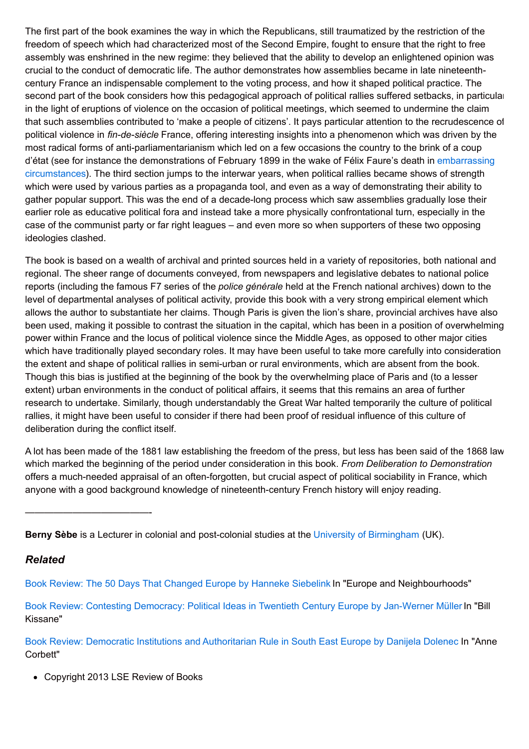The first part of the book examines the way in which the Republicans, still traumatized by the restriction of the freedom of speech which had characterized most of the Second Empire, fought to ensure that the right to free assembly was enshrined in the new regime: they believed that the ability to develop an enlightened opinion was crucial to the conduct of democratic life. The author demonstrates how assemblies became in late nineteenth-century France an indispensable complement to the voting process, and how it shaped political practice. The second part of the book considers how this pedagogical approach of political rallies suffered setbacks, in particular in the light of eruptions of violence on the occasion of political meetings, which seemed to undermine the claim that such assemblies contributed to 'make a people of citizens'. It pays particular attention to the recrudescence of political violence in *fin-de-siècle* France, offering interesting insights into a phenomenon which was driven by the most radical forms of anti-parliamentarianism which led on a few occasions the country to the brink of a coup d'état (see for instance the demonstrations of February 1899 in the wake of Félix Faure's death in embarrassing circumstances). The third section jumps to the interwar years, when political rallies became shows of strength which were used by various parties as a propaganda tool, and even as a way of demonstrating their ability to gather popular support. This was the end of a decade-long process which saw assemblies gradually lose their earlier role as educative political fora and instead take a more physically confrontational turn, especially in the case of the communist party or far right leagues – and even more so when supporters of these two opposing ideologies clashed.

The book is based on a wealth of archival and printed sources held in a variety of repositories, both national and regional. The sheer range of documents conveyed, from newspapers and legislative debates to national police reports (including the famous F7 series of the *police générale* held at the French national archives) down to the level of departmental analyses of political activity, provide this book with a very strong empirical element which allows the author to substantiate her claims. Though Paris is given the lion's share, provincial archives have also been used, making it possible to contrast the situation in the capital, which has been in a position of overwhelming power within France and the locus of political violence since the Middle Ages, as opposed to other major cities which have traditionally played secondary roles. It may have been useful to take more carefully into consideration the extent and shape of political rallies in semi-urban or rural environments, which are absent from the book. Though this bias is justified at the beginning of the book by the overwhelming place of Paris and (to a lesser extent) urban environments in the conduct of political affairs, it seems that this remains an area of further research to undertake. Similarly, though understandably the Great War halted temporarily the culture of political rallies, it might have been useful to consider if there had been proof of residual influence of this culture of deliberation during the conflict itself.

A lot has been made of the 1881 law establishing the freedom of the press, but less has been said of the 1868 law which marked the beginning of the period under consideration in this book. *From Deliberation to Demonstration* offers a much-needed appraisal of an often-forgotten, but crucial aspect of political sociability in France, which anyone with a good background knowledge of nineteenth-century French history will enjoy reading.

————————————-

**Berny Sèbe** is a Lecturer in colonial and post-colonial studies at the University of Birmingham (UK).

### *Related*

Book Review: The 50 Days That Changed Europe by Hanneke Siebelink In "Europe and Neighbourhoods"

Book Review: Contesting Democracy: Political Ideas in Twentieth Century Europe by Jan-Werner Müller In "Bill Kissane"

Book Review: Democratic Institutions and Authoritarian Rule in South East Europe by Danijela Dolenec In "Anne Corbett"

- Copyright 2013 LSE Review of Books